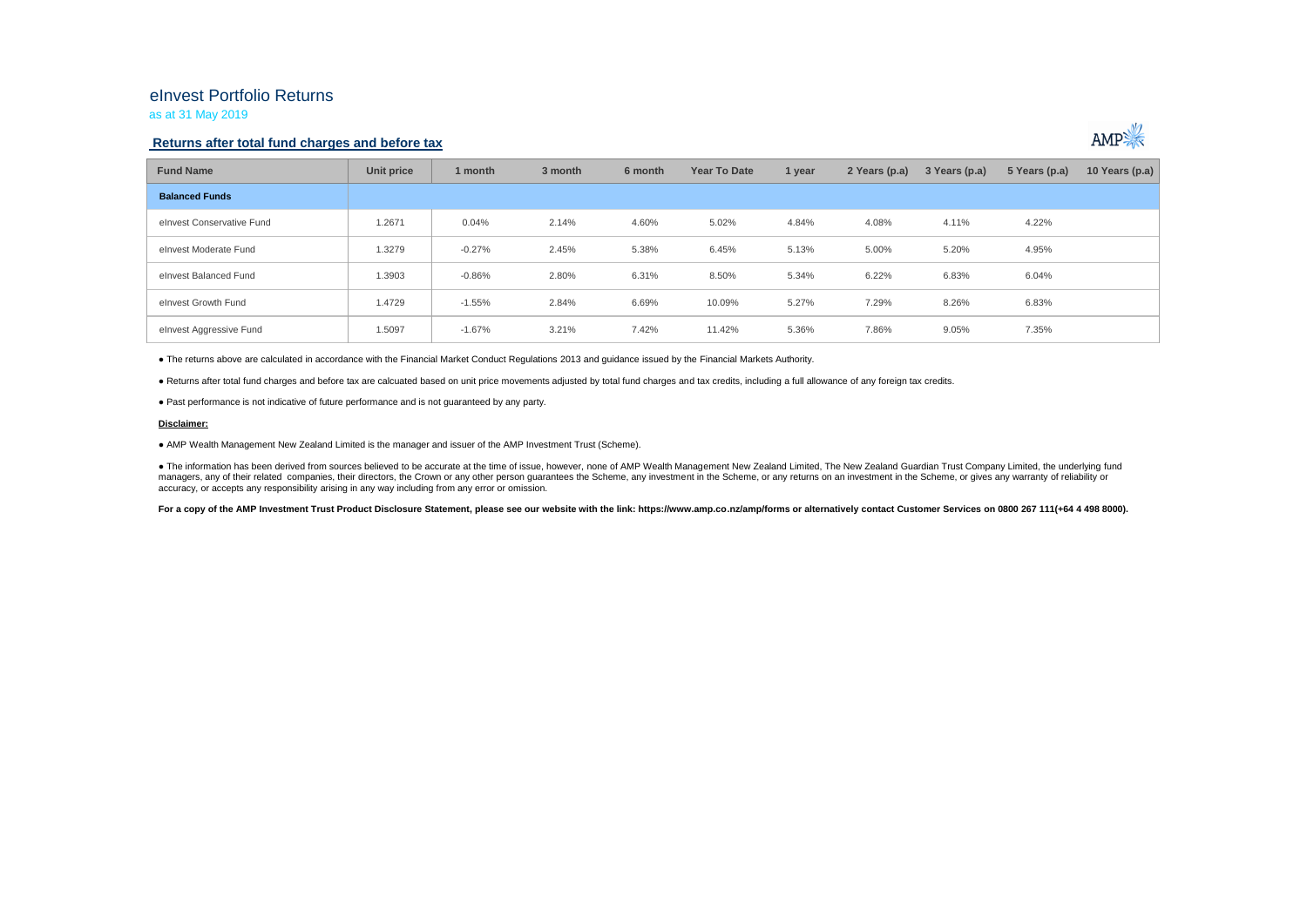# eInvest Portfolio Returns

as at 31 May 2019

## Returns after total fund charges and before tax

| Fund Name | Unit price | 1 month | 3 month | 6 month | Year To Date | 1 year | 2 Years (p.a) | 3 Years (p.a) | 5 Years (p.a) | 10 Years (p.a) |
|---|---|---|---|---|---|---|---|---|---|---|
| **Balanced Funds** | | | | | | | | | | |
| eInvest Conservative Fund | 1.2671 | 0.04% | 2.14% | 4.60% | 5.02% | 4.84% | 4.08% | 4.11% | 4.22% | |
| eInvest Moderate Fund | 1.3279 | -0.27% | 2.45% | 5.38% | 6.45% | 5.13% | 5.00% | 5.20% | 4.95% | |
| eInvest Balanced Fund | 1.3903 | -0.86% | 2.80% | 6.31% | 8.50% | 5.34% | 6.22% | 6.83% | 6.04% | |
| eInvest Growth Fund | 1.4729 | -1.55% | 2.84% | 6.69% | 10.09% | 5.27% | 7.29% | 8.26% | 6.83% | |
| eInvest Aggressive Fund | 1.5097 | -1.67% | 3.21% | 7.42% | 11.42% | 5.36% | 7.86% | 9.05% | 7.35% | |

● The returns above are calculated in accordance with the Financial Market Conduct Regulations 2013 and guidance issued by the Financial Markets Authority.

● Returns after total fund charges and before tax are calcuated based on unit price movements adjusted by total fund charges and tax credits, including a full allowance of any foreign tax credits.

● Past performance is not indicative of future performance and is not guaranteed by any party.

**Disclaimer:**

● AMP Wealth Management New Zealand Limited is the manager and issuer of the AMP Investment Trust (Scheme).

● The information has been derived from sources believed to be accurate at the time of issue, however, none of AMP Wealth Management New Zealand Limited, The New Zealand Guardian Trust Company Limited, the underlying fund managers, any of their related companies, their directors, the Crown or any other person guarantees the Scheme, any investment in the Scheme, or any returns on an investment in the Scheme, or gives any warranty of reliability or accuracy, or accepts any responsibility arising in any way including from any error or omission.

**For a copy of the AMP Investment Trust Product Disclosure Statement, please see our website with the link: https://www.amp.co.nz/amp/forms or alternatively contact Customer Services on 0800 267 111(+64 4 498 8000).**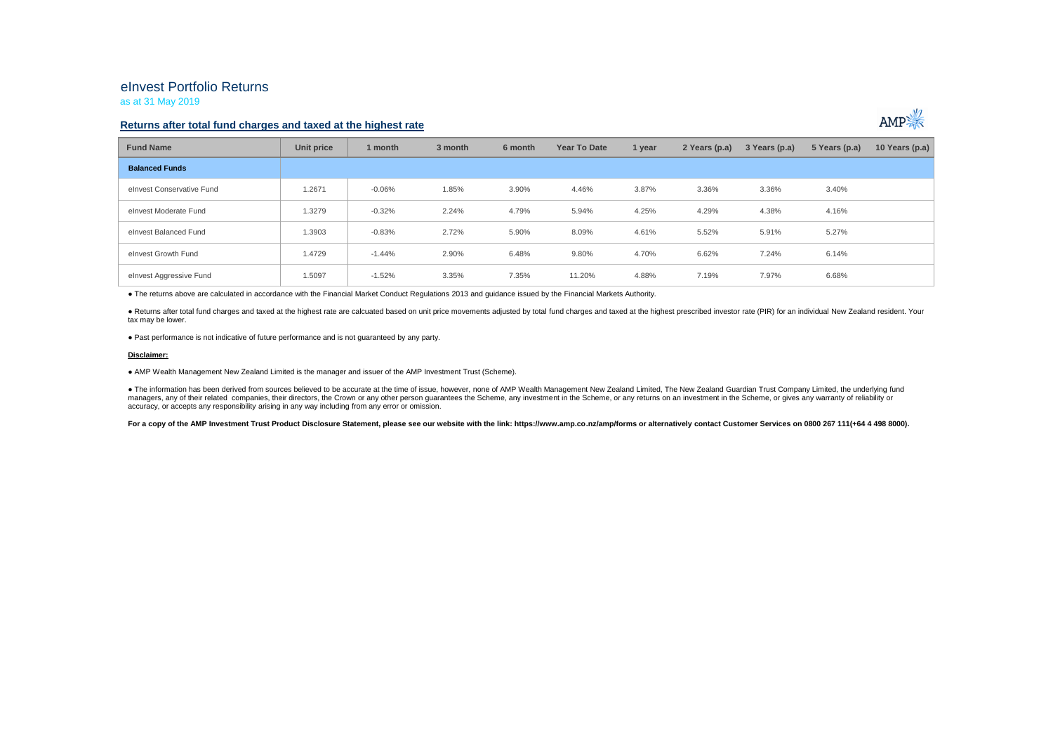# eInvest Portfolio Returns

as at 31 May 2019

## Returns after total fund charges and taxed at the highest rate

AMP

| Fund Name | Unit price | 1 month | 3 month | 6 month | Year To Date | 1 year | 2 Years (p.a) | 3 Years (p.a) | 5 Years (p.a) | 10 Years (p.a) |
|---|---|---|---|---|---|---|---|---|---|---|
| **Balanced Funds** | | | | | | | | | | |
| eInvest Conservative Fund | 1.2671 | -0.06% | 1.85% | 3.90% | 4.46% | 3.87% | 3.36% | 3.36% | 3.40% | |
| eInvest Moderate Fund | 1.3279 | -0.32% | 2.24% | 4.79% | 5.94% | 4.25% | 4.29% | 4.38% | 4.16% | |
| eInvest Balanced Fund | 1.3903 | -0.83% | 2.72% | 5.90% | 8.09% | 4.61% | 5.52% | 5.91% | 5.27% | |
| eInvest Growth Fund | 1.4729 | -1.44% | 2.90% | 6.48% | 9.80% | 4.70% | 6.62% | 7.24% | 6.14% | |
| eInvest Aggressive Fund | 1.5097 | -1.52% | 3.35% | 7.35% | 11.20% | 4.88% | 7.19% | 7.97% | 6.68% | |

● The returns above are calculated in accordance with the Financial Market Conduct Regulations 2013 and guidance issued by the Financial Markets Authority.

● Returns after total fund charges and taxed at the highest rate are calcuated based on unit price movements adjusted by total fund charges and taxed at the highest prescribed investor rate (PIR) for an individual New Zealand resident. Your tax may be lower.

● Past performance is not indicative of future performance and is not guaranteed by any party.

**Disclaimer:**

● AMP Wealth Management New Zealand Limited is the manager and issuer of the AMP Investment Trust (Scheme).

● The information has been derived from sources believed to be accurate at the time of issue, however, none of AMP Wealth Management New Zealand Limited, The New Zealand Guardian Trust Company Limited, the underlying fund managers, any of their related companies, their directors, the Crown or any other person guarantees the Scheme, any investment in the Scheme, or any returns on an investment in the Scheme, or gives any warranty of reliability or accuracy, or accepts any responsibility arising in any way including from any error or omission.

**For a copy of the AMP Investment Trust Product Disclosure Statement, please see our website with the link: https://www.amp.co.nz/amp/forms or alternatively contact Customer Services on 0800 267 111(+64 4 498 8000).**